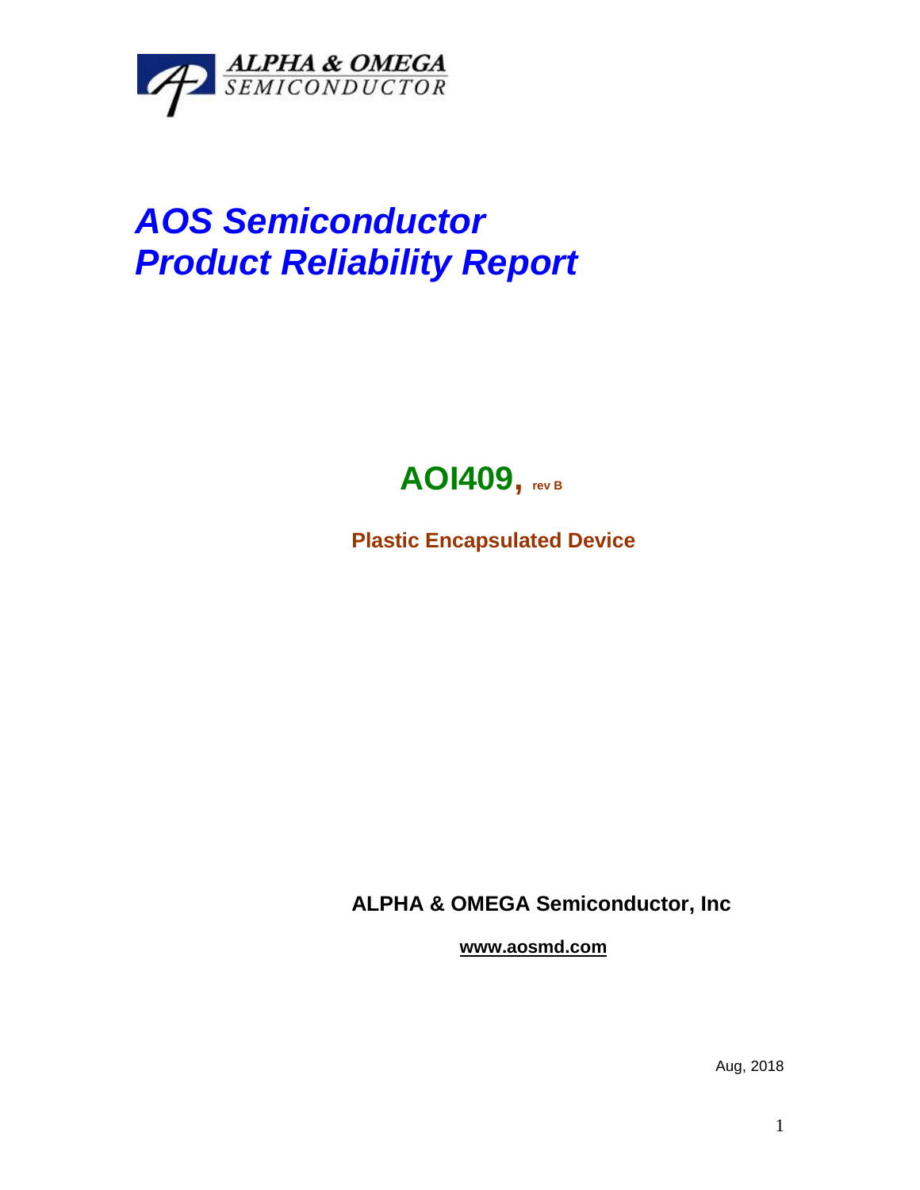ALPHA & OMEGA
SEMICONDUCTOR

# *AOS Semiconductor*
# *Product Reliability Report*

## AOI409, rev B

**Plastic Encapsulated Device**

**ALPHA & OMEGA Semiconductor, Inc**

**www.aosmd.com**

Aug, 2018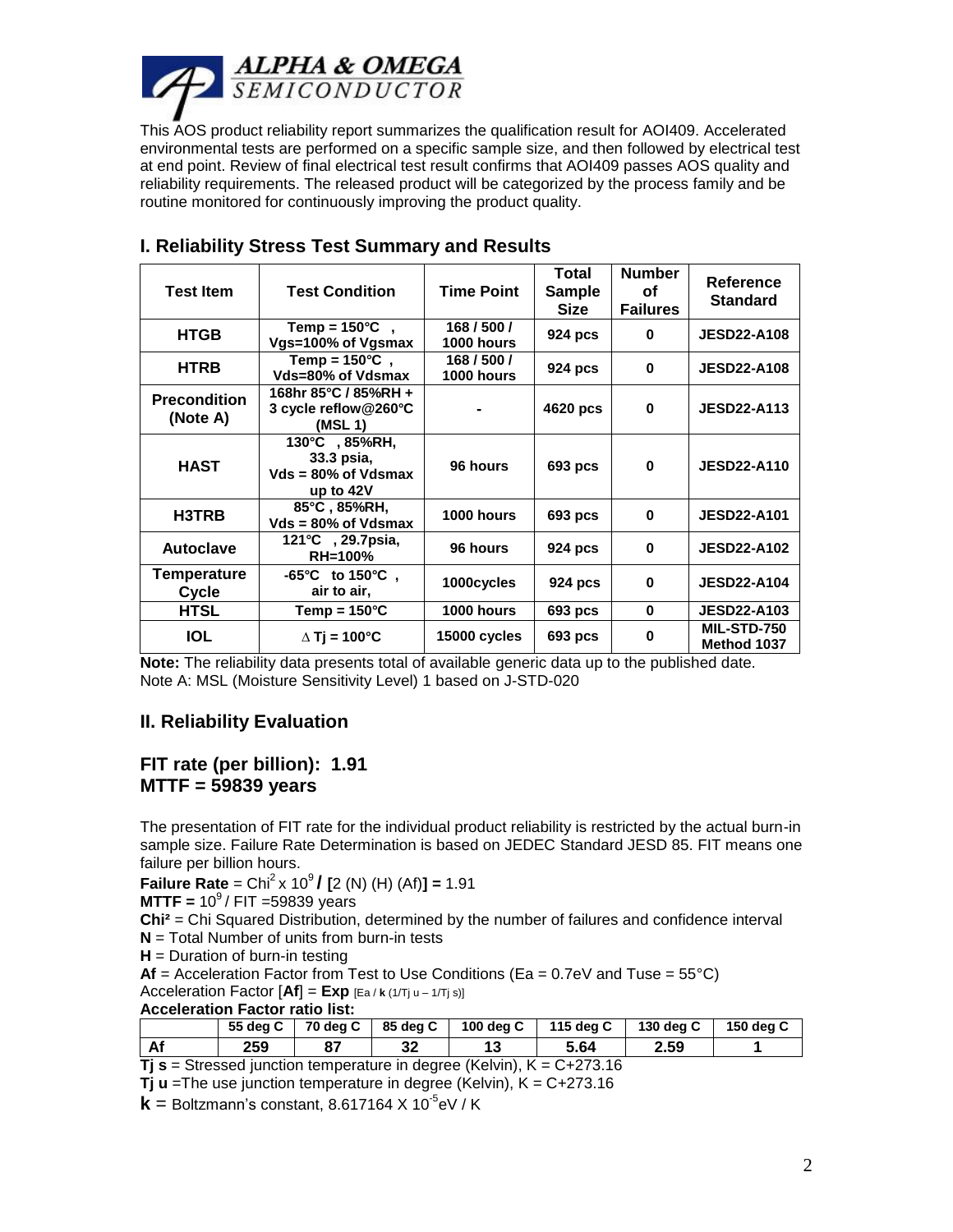ALPHA & OMEGA SEMICONDUCTOR

This AOS product reliability report summarizes the qualification result for AOI409. Accelerated environmental tests are performed on a specific sample size, and then followed by electrical test at end point. Review of final electrical test result confirms that AOI409 passes AOS quality and reliability requirements. The released product will be categorized by the process family and be routine monitored for continuously improving the product quality.

## I. Reliability Stress Test Summary and Results

| Test Item | Test Condition | Time Point | Total Sample Size | Number of Failures | Reference Standard |
|---|---|---|---|---|---|
| **HTGB** | **Temp = 150°C , Vgs=100% of Vgsmax** | **168 / 500 / 1000 hours** | **924 pcs** | **0** | **JESD22-A108** |
| **HTRB** | **Temp = 150°C , Vds=80% of Vdsmax** | **168 / 500 / 1000 hours** | **924 pcs** | **0** | **JESD22-A108** |
| **Precondition (Note A)** | **168hr 85°C / 85%RH + 3 cycle reflow@260°C (MSL 1)** | **-** | **4620 pcs** | **0** | **JESD22-A113** |
| **HAST** | **130°C , 85%RH, 33.3 psia, Vds = 80% of Vdsmax up to 42V** | **96 hours** | **693 pcs** | **0** | **JESD22-A110** |
| **H3TRB** | **85°C , 85%RH, Vds = 80% of Vdsmax** | **1000 hours** | **693 pcs** | **0** | **JESD22-A101** |
| **Autoclave** | **121°C , 29.7psia, RH=100%** | **96 hours** | **924 pcs** | **0** | **JESD22-A102** |
| **Temperature Cycle** | **-65°C to 150°C , air to air,** | **1000cycles** | **924 pcs** | **0** | **JESD22-A104** |
| **HTSL** | **Temp = 150°C** | **1000 hours** | **693 pcs** | **0** | **JESD22-A103** |
| **IOL** | **$\Delta$ Tj = 100°C** | **15000 cycles** | **693 pcs** | **0** | **MIL-STD-750 Method 1037** |

**Note:** The reliability data presents total of available generic data up to the published date.
Note A: MSL (Moisture Sensitivity Level) 1 based on J-STD-020

## II. Reliability Evaluation

### FIT rate (per billion): 1.91
### MTTF = 59839 years

The presentation of FIT rate for the individual product reliability is restricted by the actual burn-in sample size. Failure Rate Determination is based on JEDEC Standard JESD 85. FIT means one failure per billion hours.

**Failure Rate** = $Chi^2 \times 10^9$ **/ [**2 (N) (H) (Af)**] =** 1.91

**MTTF =** $10^9$ / FIT =59839 years

**Chi²** = Chi Squared Distribution, determined by the number of failures and confidence interval

**N** = Total Number of units from burn-in tests

**H** = Duration of burn-in testing

**Af** = Acceleration Factor from Test to Use Conditions (Ea = 0.7eV and Tuse = 55°C)

Acceleration Factor [**Af**] = **Exp** [Ea / **k** (1/Tj u – 1/Tj s)]

**Acceleration Factor ratio list:**

| | 55 deg C | 70 deg C | 85 deg C | 100 deg C | 115 deg C | 130 deg C | 150 deg C |
|---|---|---|---|---|---|---|---|
| **Af** | **259** | **87** | **32** | **13** | **5.64** | **2.59** | **1** |

**Tj s** = Stressed junction temperature in degree (Kelvin), K = C+273.16

**Tj u** =The use junction temperature in degree (Kelvin), K = C+273.16

**k** = Boltzmann's constant, $8.617164 \times 10^{-5}$eV / K